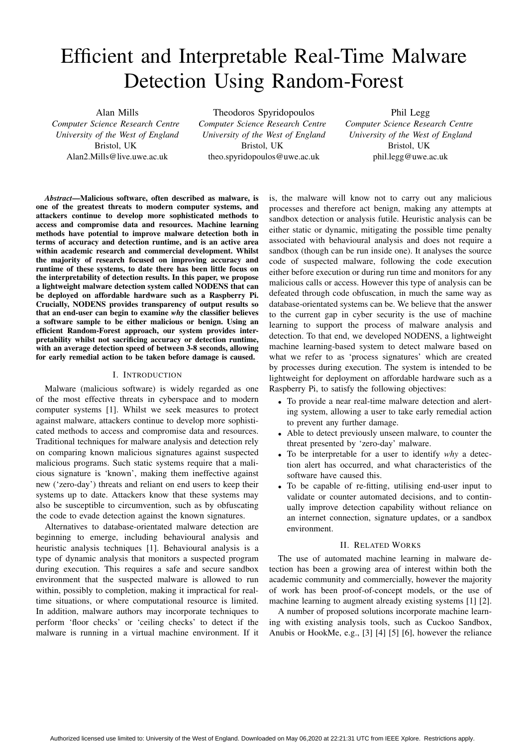# Efficient and Interpretable Real-Time Malware Detection Using Random-Forest

Alan Mills
*Computer Science Research Centre*
*University of the West of England*
Bristol, UK
Alan2.Mills@live.uwe.ac.uk

Theodoros Spyridopoulos
*Computer Science Research Centre*
*University of the West of England*
Bristol, UK
theo.spyridopoulos@uwe.ac.uk

Phil Legg
*Computer Science Research Centre*
*University of the West of England*
Bristol, UK
phil.legg@uwe.ac.uk

***Abstract*—Malicious software, often described as malware, is one of the greatest threats to modern computer systems, and attackers continue to develop more sophisticated methods to access and compromise data and resources. Machine learning methods have potential to improve malware detection both in terms of accuracy and detection runtime, and is an active area within academic research and commercial development. Whilst the majority of research focused on improving accuracy and runtime of these systems, to date there has been little focus on the interpretability of detection results. In this paper, we propose a lightweight malware detection system called NODENS that can be deployed on affordable hardware such as a Raspberry Pi. Crucially, NODENS provides transparency of output results so that an end-user can begin to examine *why* the classifier believes a software sample to be either malicious or benign. Using an efficient Random-Forest approach, our system provides interpretability whilst not sacrificing accuracy or detection runtime, with an average detection speed of between 3-8 seconds, allowing for early remedial action to be taken before damage is caused.**

## I. Introduction

Malware (malicious software) is widely regarded as one of the most effective threats in cyberspace and to modern computer systems [1]. Whilst we seek measures to protect against malware, attackers continue to develop more sophisticated methods to access and compromise data and resources. Traditional techniques for malware analysis and detection rely on comparing known malicious signatures against suspected malicious programs. Such static systems require that a malicious signature is 'known', making them ineffective against new ('zero-day') threats and reliant on end users to keep their systems up to date. Attackers know that these systems may also be susceptible to circumvention, such as by obfuscating the code to evade detection against the known signatures.

Alternatives to database-orientated malware detection are beginning to emerge, including behavioural analysis and heuristic analysis techniques [1]. Behavioural analysis is a type of dynamic analysis that monitors a suspected program during execution. This requires a safe and secure sandbox environment that the suspected malware is allowed to run within, possibly to completion, making it impractical for real-time situations, or where computational resource is limited. In addition, malware authors may incorporate techniques to perform 'floor checks' or 'ceiling checks' to detect if the malware is running in a virtual machine environment. If it is, the malware will know not to carry out any malicious processes and therefore act benign, making any attempts at sandbox detection or analysis futile. Heuristic analysis can be either static or dynamic, mitigating the possible time penalty associated with behavioural analysis and does not require a sandbox (though can be run inside one). It analyses the source code of suspected malware, following the code execution either before execution or during run time and monitors for any malicious calls or access. However this type of analysis can be defeated through code obfuscation, in much the same way as database-orientated systems can be. We believe that the answer to the current gap in cyber security is the use of machine learning to support the process of malware analysis and detection. To that end, we developed NODENS, a lightweight machine learning-based system to detect malware based on what we refer to as 'process signatures' which are created by processes during execution. The system is intended to be lightweight for deployment on affordable hardware such as a Raspberry Pi, to satisfy the following objectives:

- To provide a near real-time malware detection and alerting system, allowing a user to take early remedial action to prevent any further damage.
- Able to detect previously unseen malware, to counter the threat presented by 'zero-day' malware.
- To be interpretable for a user to identify *why* a detection alert has occurred, and what characteristics of the software have caused this.
- To be capable of re-fitting, utilising end-user input to validate or counter automated decisions, and to continually improve detection capability without reliance on an internet connection, signature updates, or a sandbox environment.

## II. Related Works

The use of automated machine learning in malware detection has been a growing area of interest within both the academic community and commercially, however the majority of work has been proof-of-concept models, or the use of machine learning to augment already existing systems [1] [2].

A number of proposed solutions incorporate machine learning with existing analysis tools, such as Cuckoo Sandbox, Anubis or HookMe, e.g., [3] [4] [5] [6], however the reliance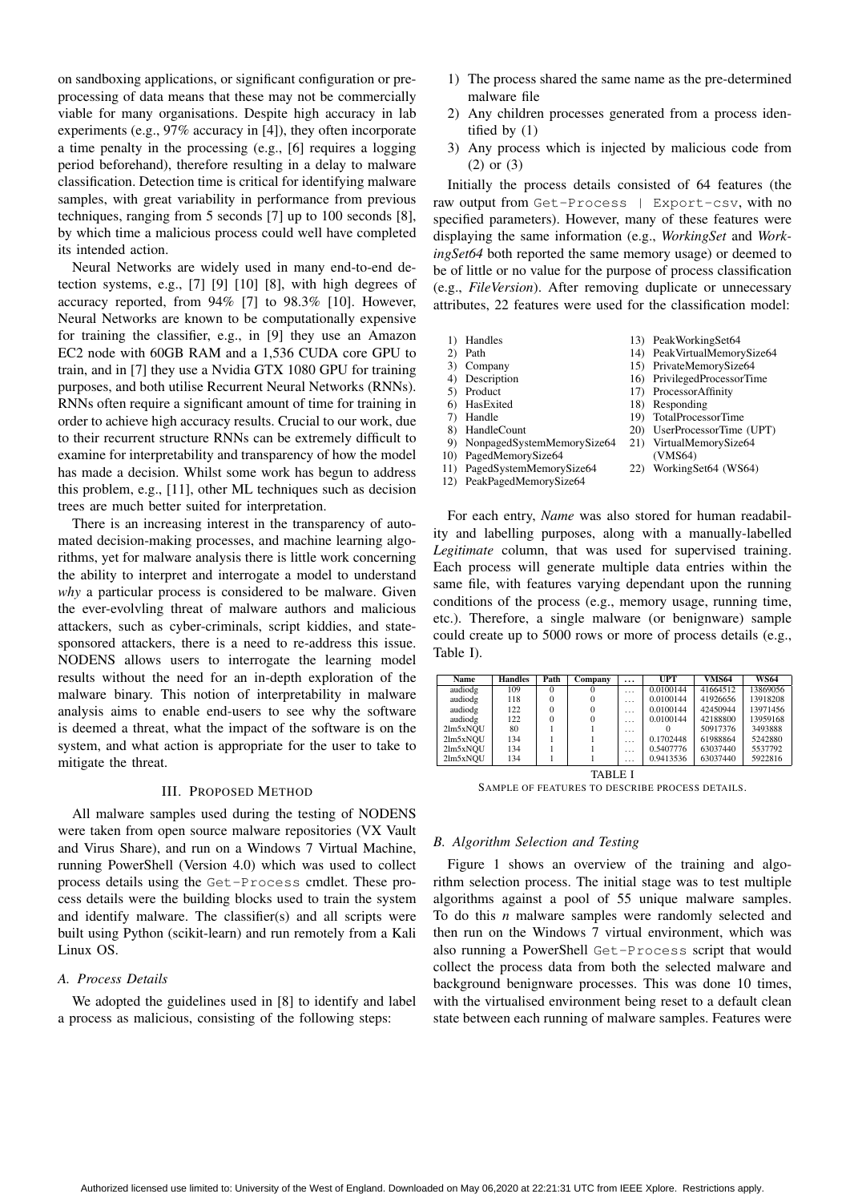on sandboxing applications, or significant configuration or pre-processing of data means that these may not be commercially viable for many organisations. Despite high accuracy in lab experiments (e.g., 97% accuracy in [4]), they often incorporate a time penalty in the processing (e.g., [6] requires a logging period beforehand), therefore resulting in a delay to malware classification. Detection time is critical for identifying malware samples, with great variability in performance from previous techniques, ranging from 5 seconds [7] up to 100 seconds [8], by which time a malicious process could well have completed its intended action.

Neural Networks are widely used in many end-to-end detection systems, e.g., [7] [9] [10] [8], with high degrees of accuracy reported, from 94% [7] to 98.3% [10]. However, Neural Networks are known to be computationally expensive for training the classifier, e.g., in [9] they use an Amazon EC2 node with 60GB RAM and a 1,536 CUDA core GPU to train, and in [7] they use a Nvidia GTX 1080 GPU for training purposes, and both utilise Recurrent Neural Networks (RNNs). RNNs often require a significant amount of time for training in order to achieve high accuracy results. Crucial to our work, due to their recurrent structure RNNs can be extremely difficult to examine for interpretability and transparency of how the model has made a decision. Whilst some work has begun to address this problem, e.g., [11], other ML techniques such as decision trees are much better suited for interpretation.

There is an increasing interest in the transparency of automated decision-making processes, and machine learning algorithms, yet for malware analysis there is little work concerning the ability to interpret and interrogate a model to understand *why* a particular process is considered to be malware. Given the ever-evolvling threat of malware authors and malicious attackers, such as cyber-criminals, script kiddies, and state-sponsored attackers, there is a need to re-address this issue. NODENS allows users to interrogate the learning model results without the need for an in-depth exploration of the malware binary. This notion of interpretability in malware analysis aims to enable end-users to see why the software is deemed a threat, what the impact of the software is on the system, and what action is appropriate for the user to take to mitigate the threat.

## III. Proposed Method

All malware samples used during the testing of NODENS were taken from open source malware repositories (VX Vault and Virus Share), and run on a Windows 7 Virtual Machine, running PowerShell (Version 4.0) which was used to collect process details using the `Get-Process` cmdlet. These process details were the building blocks used to train the system and identify malware. The classifier(s) and all scripts were built using Python (scikit-learn) and run remotely from a Kali Linux OS.

### A. Process Details

We adopted the guidelines used in [8] to identify and label a process as malicious, consisting of the following steps:

1) The process shared the same name as the pre-determined malware file
2) Any children processes generated from a process identified by (1)
3) Any process which is injected by malicious code from (2) or (3)

Initially the process details consisted of 64 features (the raw output from `Get-Process | Export-csv`, with no specified parameters). However, many of these features were displaying the same information (e.g., *WorkingSet* and *WorkingSet64* both reported the same memory usage) or deemed to be of little or no value for the purpose of process classification (e.g., *FileVersion*). After removing duplicate or unnecessary attributes, 22 features were used for the classification model:

1) Handles
2) Path
3) Company
4) Description
5) Product
6) HasExited
7) Handle
8) HandleCount
9) NonpagedSystemMemorySize64
10) PagedMemorySize64
11) PagedSystemMemorySize64
12) PeakPagedMemorySize64
13) PeakWorkingSet64
14) PeakVirtualMemorySize64
15) PrivateMemorySize64
16) PrivilegedProcessorTime
17) ProcessorAffinity
18) Responding
19) TotalProcessorTime
20) UserProcessorTime (UPT)
21) VirtualMemorySize64 (VMS64)
22) WorkingSet64 (WS64)

For each entry, *Name* was also stored for human readability and labelling purposes, along with a manually-labelled *Legitimate* column, that was used for supervised training. Each process will generate multiple data entries within the same file, with features varying dependant upon the running conditions of the process (e.g., memory usage, running time, etc.). Therefore, a single malware (or benignware) sample could create up to 5000 rows or more of process details (e.g., Table I).

| Name | Handles | Path | Company | ... | UPT | VMS64 | WS64 |
|---|---|---|---|---|---|---|---|
| audiodg | 109 | 0 | 0 | ... | 0.0100144 | 41664512 | 13869056 |
| audiodg | 118 | 0 | 0 | ... | 0.0100144 | 41926656 | 13918208 |
| audiodg | 122 | 0 | 0 | ... | 0.0100144 | 42450944 | 13971456 |
| audiodg | 122 | 0 | 0 | ... | 0.0100144 | 42188800 | 13959168 |
| 2lm5xNQU | 80 | 1 | 1 | ... | 0 | 50917376 | 3493888 |
| 2lm5xNQU | 134 | 1 | 1 | ... | 0.1702448 | 61988864 | 5242880 |
| 2lm5xNQU | 134 | 1 | 1 | ... | 0.5407776 | 63037440 | 5537792 |
| 2lm5xNQU | 134 | 1 | 1 | ... | 0.9413536 | 63037440 | 5922816 |

TABLE I
SAMPLE OF FEATURES TO DESCRIBE PROCESS DETAILS.

### B. Algorithm Selection and Testing

Figure 1 shows an overview of the training and algorithm selection process. The initial stage was to test multiple algorithms against a pool of 55 unique malware samples. To do this *n* malware samples were randomly selected and then run on the Windows 7 virtual environment, which was also running a PowerShell `Get-Process` script that would collect the process data from both the selected malware and background benignware processes. This was done 10 times, with the virtualised environment being reset to a default clean state between each running of malware samples. Features were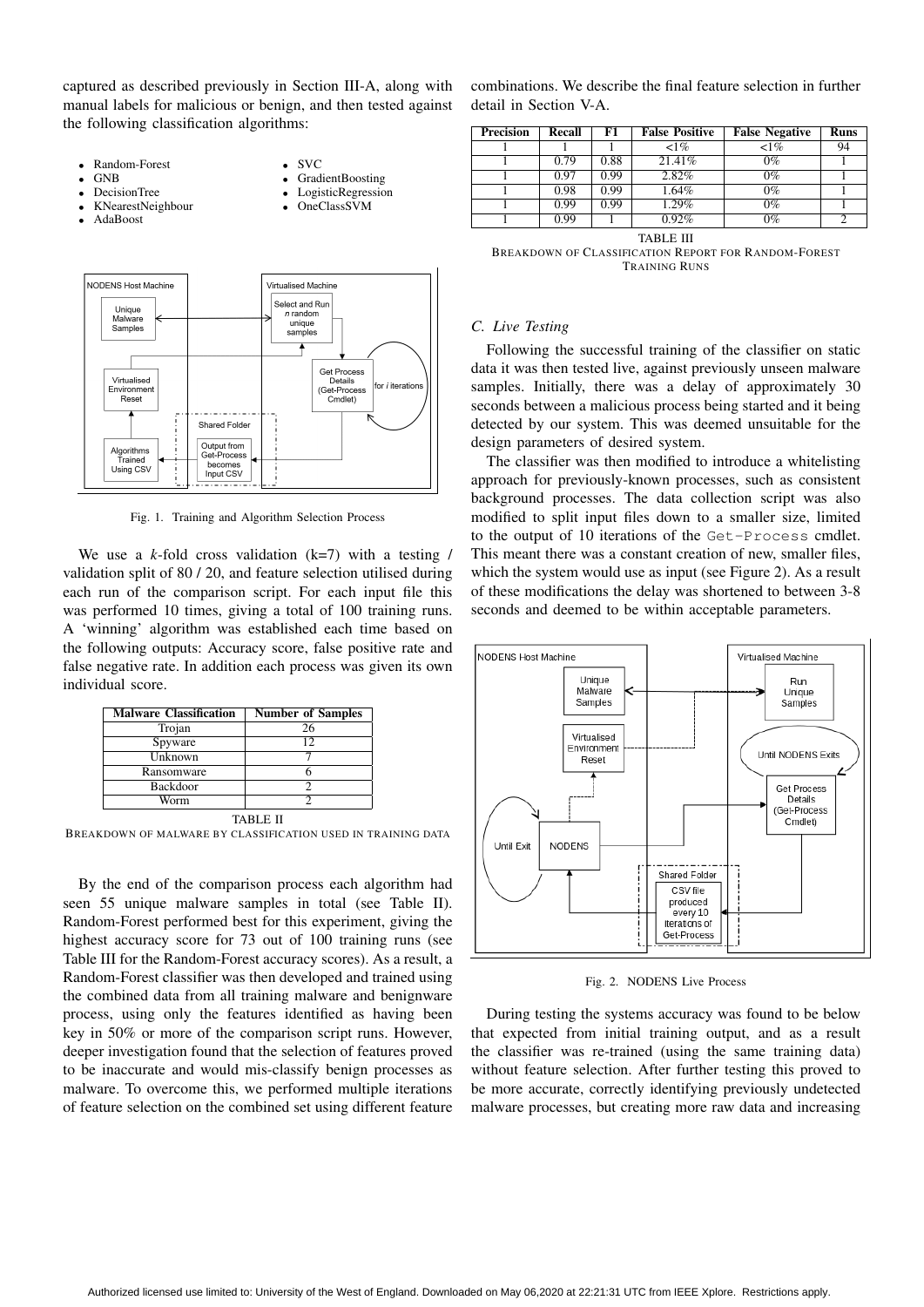captured as described previously in Section III-A, along with manual labels for malicious or benign, and then tested against the following classification algorithms:

- Random-Forest
- GNB
- DecisionTree
- KNearestNeighbour
- AdaBoost
- SVC
- GradientBoosting
- LogisticRegression
- OneClassSVM

Fig. 1. Training and Algorithm Selection Process

We use a $k$-fold cross validation (k=7) with a testing / validation split of 80 / 20, and feature selection utilised during each run of the comparison script. For each input file this was performed 10 times, giving a total of 100 training runs. A 'winning' algorithm was established each time based on the following outputs: Accuracy score, false positive rate and false negative rate. In addition each process was given its own individual score.

| Malware Classification | Number of Samples |
|---|---|
| Trojan | 26 |
| Spyware | 12 |
| Unknown | 7 |
| Ransomware | 6 |
| Backdoor | 2 |
| Worm | 2 |

TABLE II
BREAKDOWN OF MALWARE BY CLASSIFICATION USED IN TRAINING DATA

By the end of the comparison process each algorithm had seen 55 unique malware samples in total (see Table II). Random-Forest performed best for this experiment, giving the highest accuracy score for 73 out of 100 training runs (see Table III for the Random-Forest accuracy scores). As a result, a Random-Forest classifier was then developed and trained using the combined data from all training malware and benignware process, using only the features identified as having been key in 50% or more of the comparison script runs. However, deeper investigation found that the selection of features proved to be inaccurate and would mis-classify benign processes as malware. To overcome this, we performed multiple iterations of feature selection on the combined set using different feature combinations. We describe the final feature selection in further detail in Section V-A.

| Precision | Recall | F1 | False Positive | False Negative | Runs |
|---|---|---|---|---|---|
| 1 | 1 | 1 | <1% | <1% | 94 |
| 1 | 0.79 | 0.88 | 21.41% | 0% | 1 |
| 1 | 0.97 | 0.99 | 2.82% | 0% | 1 |
| 1 | 0.98 | 0.99 | 1.64% | 0% | 1 |
| 1 | 0.99 | 0.99 | 1.29% | 0% | 1 |
| 1 | 0.99 | 1 | 0.92% | 0% | 2 |

TABLE III
BREAKDOWN OF CLASSIFICATION REPORT FOR RANDOM-FOREST TRAINING RUNS

### C. Live Testing

Following the successful training of the classifier on static data it was then tested live, against previously unseen malware samples. Initially, there was a delay of approximately 30 seconds between a malicious process being started and it being detected by our system. This was deemed unsuitable for the design parameters of desired system.

The classifier was then modified to introduce a whitelisting approach for previously-known processes, such as consistent background processes. The data collection script was also modified to split input files down to a smaller size, limited to the output of 10 iterations of the `Get-Process` cmdlet. This meant there was a constant creation of new, smaller files, which the system would use as input (see Figure 2). As a result of these modifications the delay was shortened to between 3-8 seconds and deemed to be within acceptable parameters.

Fig. 2. NODENS Live Process

During testing the systems accuracy was found to be below that expected from initial training output, and as a result the classifier was re-trained (using the same training data) without feature selection. After further testing this proved to be more accurate, correctly identifying previously undetected malware processes, but creating more raw data and increasing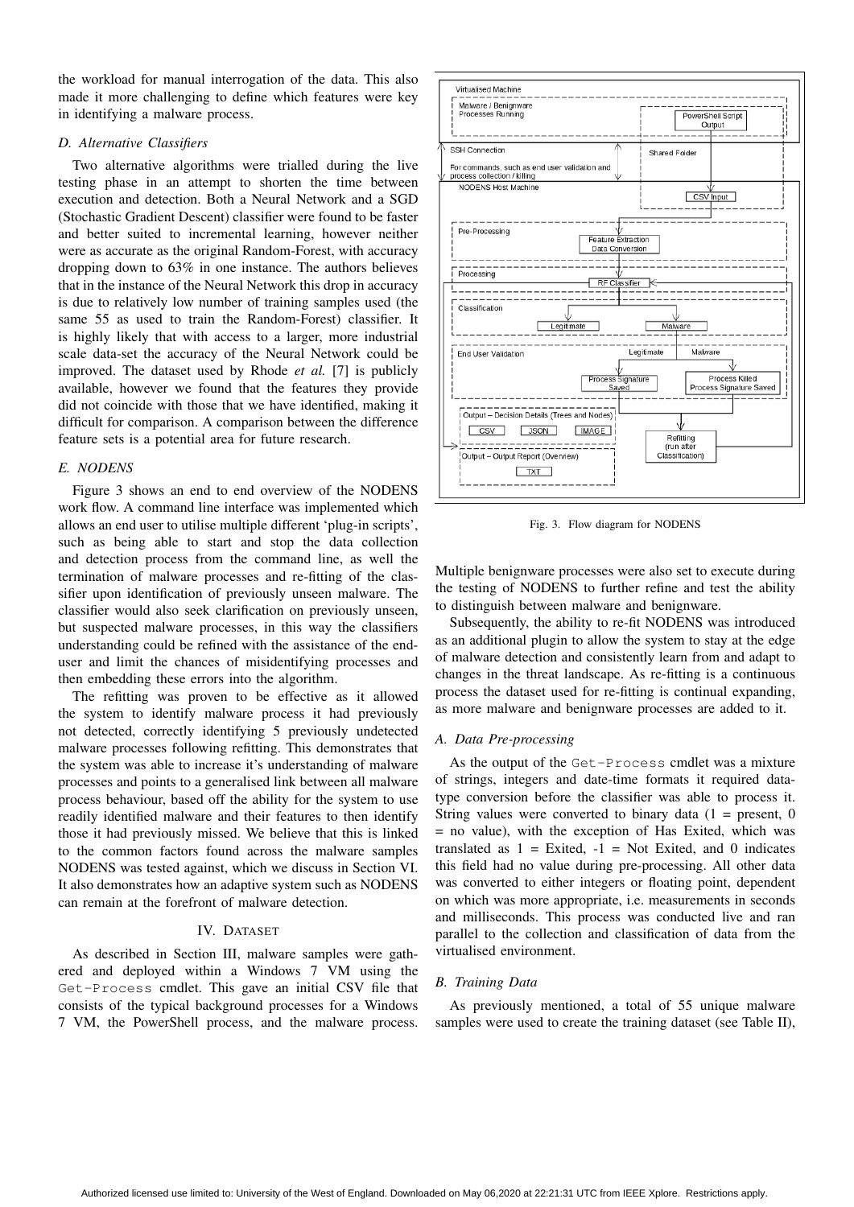the workload for manual interrogation of the data. This also made it more challenging to define which features were key in identifying a malware process.

### D. Alternative Classifiers

Two alternative algorithms were trialled during the live testing phase in an attempt to shorten the time between execution and detection. Both a Neural Network and a SGD (Stochastic Gradient Descent) classifier were found to be faster and better suited to incremental learning, however neither were as accurate as the original Random-Forest, with accuracy dropping down to 63% in one instance. The authors believes that in the instance of the Neural Network this drop in accuracy is due to relatively low number of training samples used (the same 55 as used to train the Random-Forest) classifier. It is highly likely that with access to a larger, more industrial scale data-set the accuracy of the Neural Network could be improved. The dataset used by Rhode *et al.* [7] is publicly available, however we found that the features they provide did not coincide with those that we have identified, making it difficult for comparison. A comparison between the difference feature sets is a potential area for future research.

### E. NODENS

Figure 3 shows an end to end overview of the NODENS work flow. A command line interface was implemented which allows an end user to utilise multiple different 'plug-in scripts', such as being able to start and stop the data collection and detection process from the command line, as well the termination of malware processes and re-fitting of the classifier upon identification of previously unseen malware. The classifier would also seek clarification on previously unseen, but suspected malware processes, in this way the classifiers understanding could be refined with the assistance of the end-user and limit the chances of misidentifying processes and then embedding these errors into the algorithm.

The refitting was proven to be effective as it allowed the system to identify malware process it had previously not detected, correctly identifying 5 previously undetected malware processes following refitting. This demonstrates that the system was able to increase it's understanding of malware processes and points to a generalised link between all malware process behaviour, based off the ability for the system to use readily identified malware and their features to then identify those it had previously missed. We believe that this is linked to the common factors found across the malware samples NODENS was tested against, which we discuss in Section VI. It also demonstrates how an adaptive system such as NODENS can remain at the forefront of malware detection.

## IV. Dataset

As described in Section III, malware samples were gathered and deployed within a Windows 7 VM using the `Get-Process` cmdlet. This gave an initial CSV file that consists of the typical background processes for a Windows 7 VM, the PowerShell process, and the malware process.

Virtualised Machine
Malware / Benignware Processes Running
PowerShell Script Output
SSH Connection
For commands, such as end user validation and process collection / killing
Shared Folder
NODENS Host Machine
CSV Input
Pre-Processing
Feature Extraction Data Conversion
Processing
RF Classifier
Classification
Legitimate
Malware
End User Validation
Legitimate
Malware
Process Signature Saved
Process Killed Process Signature Saved
Output – Decision Details (Trees and Nodes)
CSV
JSON
IMAGE
Refitting (run after Classification)
Output – Output Report (Overview)
TXT

Fig. 3. Flow diagram for NODENS

Multiple benignware processes were also set to execute during the testing of NODENS to further refine and test the ability to distinguish between malware and benignware.

Subsequently, the ability to re-fit NODENS was introduced as an additional plugin to allow the system to stay at the edge of malware detection and consistently learn from and adapt to changes in the threat landscape. As re-fitting is a continuous process the dataset used for re-fitting is continual expanding, as more malware and benignware processes are added to it.

### A. Data Pre-processing

As the output of the `Get-Process` cmdlet was a mixture of strings, integers and date-time formats it required data-type conversion before the classifier was able to process it. String values were converted to binary data (1 = present, 0 = no value), with the exception of Has Exited, which was translated as 1 = Exited, -1 = Not Exited, and 0 indicates this field had no value during pre-processing. All other data was converted to either integers or floating point, dependent on which was more appropriate, i.e. measurements in seconds and milliseconds. This process was conducted live and ran parallel to the collection and classification of data from the virtualised environment.

### B. Training Data

As previously mentioned, a total of 55 unique malware samples were used to create the training dataset (see Table II),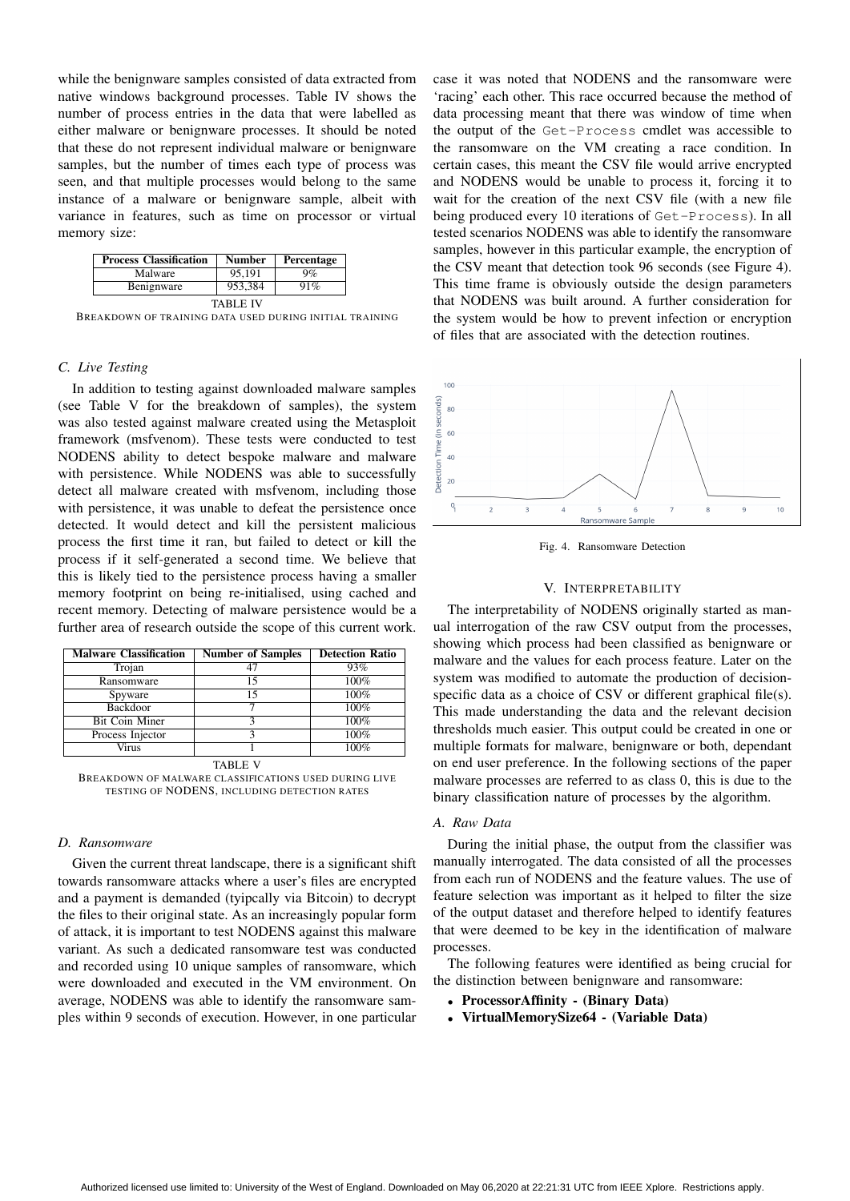while the benignware samples consisted of data extracted from native windows background processes. Table IV shows the number of process entries in the data that were labelled as either malware or benignware processes. It should be noted that these do not represent individual malware or benignware samples, but the number of times each type of process was seen, and that multiple processes would belong to the same instance of a malware or benignware sample, albeit with variance in features, such as time on processor or virtual memory size:

| Process Classification | Number | Percentage |
|---|---|---|
| Malware | 95,191 | 9% |
| Benignware | 953,384 | 91% |

TABLE IV
BREAKDOWN OF TRAINING DATA USED DURING INITIAL TRAINING

### C. Live Testing

In addition to testing against downloaded malware samples (see Table V for the breakdown of samples), the system was also tested against malware created using the Metasploit framework (msfvenom). These tests were conducted to test NODENS ability to detect bespoke malware and malware with persistence. While NODENS was able to successfully detect all malware created with msfvenom, including those with persistence, it was unable to defeat the persistence once detected. It would detect and kill the persistent malicious process the first time it ran, but failed to detect or kill the process if it self-generated a second time. We believe that this is likely tied to the persistence process having a smaller memory footprint on being re-initialised, using cached and recent memory. Detecting of malware persistence would be a further area of research outside the scope of this current work.

| Malware Classification | Number of Samples | Detection Ratio |
|---|---|---|
| Trojan | 47 | 93% |
| Ransomware | 15 | 100% |
| Spyware | 15 | 100% |
| Backdoor | 7 | 100% |
| Bit Coin Miner | 3 | 100% |
| Process Injector | 3 | 100% |
| Virus | 1 | 100% |

TABLE V
BREAKDOWN OF MALWARE CLASSIFICATIONS USED DURING LIVE TESTING OF NODENS, INCLUDING DETECTION RATES

### D. Ransomware

Given the current threat landscape, there is a significant shift towards ransomware attacks where a user's files are encrypted and a payment is demanded (tyipcally via Bitcoin) to decrypt the files to their original state. As an increasingly popular form of attack, it is important to test NODENS against this malware variant. As such a dedicated ransomware test was conducted and recorded using 10 unique samples of ransomware, which were downloaded and executed in the VM environment. On average, NODENS was able to identify the ransomware samples within 9 seconds of execution. However, in one particular case it was noted that NODENS and the ransomware were 'racing' each other. This race occurred because the method of data processing meant that there was window of time when the output of the `Get-Process` cmdlet was accessible to the ransomware on the VM creating a race condition. In certain cases, this meant the CSV file would arrive encrypted and NODENS would be unable to process it, forcing it to wait for the creation of the next CSV file (with a new file being produced every 10 iterations of `Get-Process`). In all tested scenarios NODENS was able to identify the ransomware samples, however in this particular example, the encryption of the CSV meant that detection took 96 seconds (see Figure 4). This time frame is obviously outside the design parameters that NODENS was built around. A further consideration for the system would be how to prevent infection or encryption of files that are associated with the detection routines.

Fig. 4. Ransomware Detection

## V. INTERPRETABILITY

The interpretability of NODENS originally started as manual interrogation of the raw CSV output from the processes, showing which process had been classified as benignware or malware and the values for each process feature. Later on the system was modified to automate the production of decision-specific data as a choice of CSV or different graphical file(s). This made understanding the data and the relevant decision thresholds much easier. This output could be created in one or multiple formats for malware, benignware or both, dependant on end user preference. In the following sections of the paper malware processes are referred to as class 0, this is due to the binary classification nature of processes by the algorithm.

### A. Raw Data

During the initial phase, the output from the classifier was manually interrogated. The data consisted of all the processes from each run of NODENS and the feature values. The use of feature selection was important as it helped to filter the size of the output dataset and therefore helped to identify features that were deemed to be key in the identification of malware processes.

The following features were identified as being crucial for the distinction between benignware and ransomware:

- **ProcessorAffinity - (Binary Data)**
- **VirtualMemorySize64 - (Variable Data)**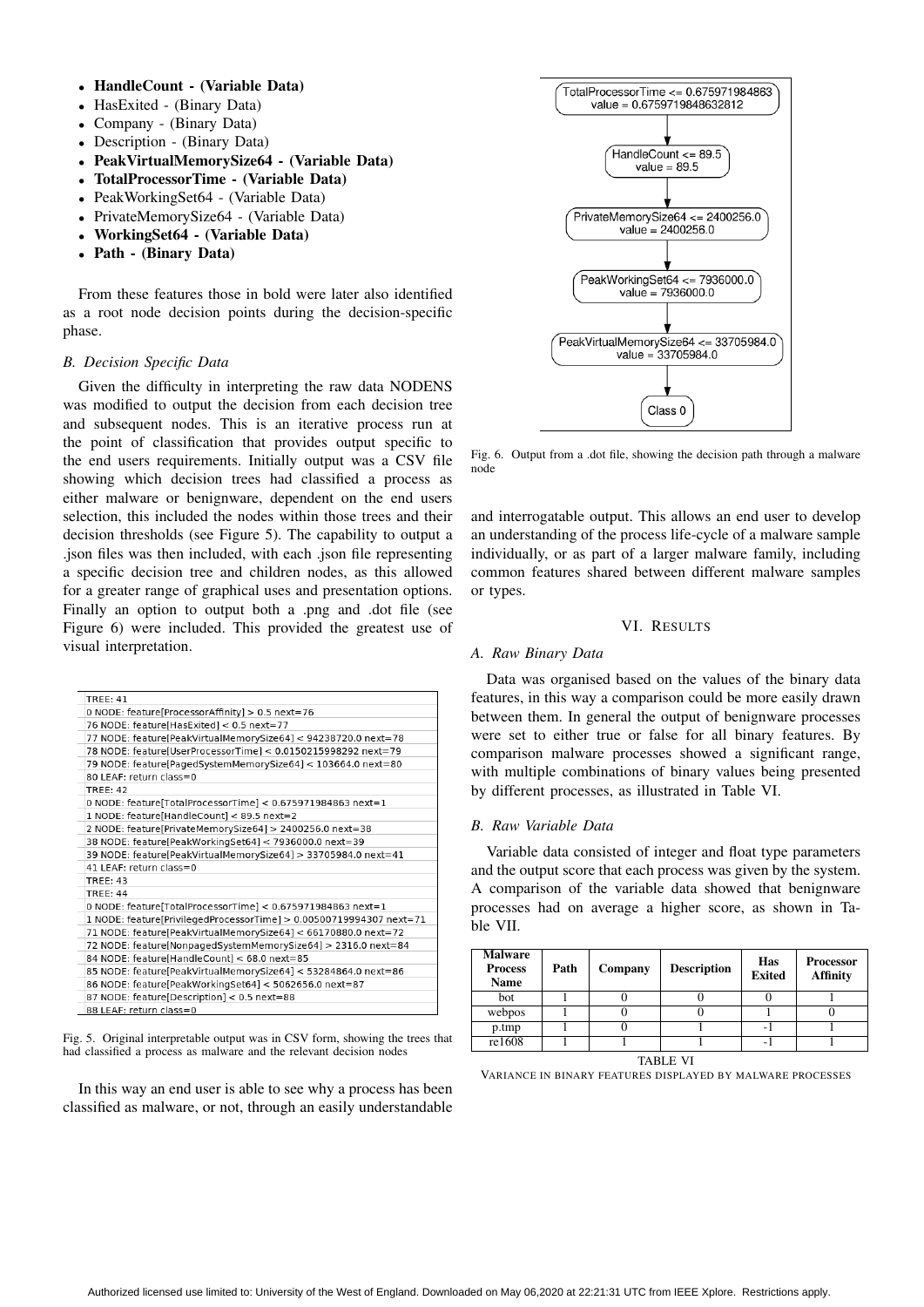- **HandleCount - (Variable Data)**
- HasExited - (Binary Data)
- Company - (Binary Data)
- Description - (Binary Data)
- **PeakVirtualMemorySize64 - (Variable Data)**
- **TotalProcessorTime - (Variable Data)**
- PeakWorkingSet64 - (Variable Data)
- PrivateMemorySize64 - (Variable Data)
- **WorkingSet64 - (Variable Data)**
- **Path - (Binary Data)**

From these features those in bold were later also identified as a root node decision points during the decision-specific phase.

### *B. Decision Specific Data*

Given the difficulty in interpreting the raw data NODENS was modified to output the decision from each decision tree and subsequent nodes. This is an iterative process run at the point of classification that provides output specific to the end users requirements. Initially output was a CSV file showing which decision trees had classified a process as either malware or benignware, dependent on the end users selection, this included the nodes within those trees and their decision thresholds (see Figure 5). The capability to output a .json files was then included, with each .json file representing a specific decision tree and children nodes, as this allowed for a greater range of graphical uses and presentation options. Finally an option to output both a .png and .dot file (see Figure 6) were included. This provided the greatest use of visual interpretation.

```
TREE: 41
0 NODE: feature[ProcessorAffinity] > 0.5 next=76
76 NODE: feature[HasExited] < 0.5 next=77
77 NODE: feature[PeakVirtualMemorySize64] < 94238720.0 next=78
78 NODE: feature[UserProcessorTime] < 0.0150215998292 next=79
79 NODE: feature[PagedSystemMemorySize64] < 103664.0 next=80
80 LEAF: return class=0
TREE: 42
0 NODE: feature[TotalProcessorTime] < 0.675971984863 next=1
1 NODE: feature[HandleCount] < 89.5 next=2
2 NODE: feature[PrivateMemorySize64] > 2400256.0 next=38
38 NODE: feature[PeakWorkingSet64] < 7936000.0 next=39
39 NODE: feature[PeakVirtualMemorySize64] > 33705984.0 next=41
41 LEAF: return class=0
TREE: 43
TREE: 44
0 NODE: feature[TotalProcessorTime] < 0.675971984863 next=1
1 NODE: feature[PrivilegedProcessorTime] > 0.00500719994307 next=71
71 NODE: feature[PeakVirtualMemorySize64] < 66170880.0 next=72
72 NODE: feature[NonpagedSystemMemorySize64] > 2316.0 next=84
84 NODE: feature[HandleCount] < 68.0 next=85
85 NODE: feature[PeakVirtualMemorySize64] < 53284864.0 next=86
86 NODE: feature[PeakWorkingSet64] < 5062656.0 next=87
87 NODE: feature[Description] < 0.5 next=88
88 LEAF: return class=0
```

Fig. 5. Original interpretable output was in CSV form, showing the trees that had classified a process as malware and the relevant decision nodes

In this way an end user is able to see why a process has been classified as malware, or not, through an easily understandable and interrogatable output. This allows an end user to develop an understanding of the process life-cycle of a malware sample individually, or as part of a larger malware family, including common features shared between different malware samples or types.

```
TotalProcessorTime <= 0.675971984863
value = 0.6759719848632812
        ↓
HandleCount <= 89.5
value = 89.5
        ↓
PrivateMemorySize64 <= 2400256.0
value = 2400256.0
        ↓
PeakWorkingSet64 <= 7936000.0
value = 7936000.0
        ↓
PeakVirtualMemorySize64 <= 33705984.0
value = 33705984.0
        ↓
Class 0
```

Fig. 6. Output from a .dot file, showing the decision path through a malware node

## VI. Results

### *A. Raw Binary Data*

Data was organised based on the values of the binary data features, in this way a comparison could be more easily drawn between them. In general the output of benignware processes were set to either true or false for all binary features. By comparison malware processes showed a significant range, with multiple combinations of binary values being presented by different processes, as illustrated in Table VI.

### *B. Raw Variable Data*

Variable data consisted of integer and float type parameters and the output score that each process was given by the system. A comparison of the variable data showed that benignware processes had on average a higher score, as shown in Table VII.

| Malware Process Name | Path | Company | Description | Has Exited | Processor Affinity |
|---|---|---|---|---|---|
| bot | 1 | 0 | 0 | 0 | 1 |
| webpos | 1 | 0 | 0 | 1 | 0 |
| p.tmp | 1 | 0 | 1 | -1 | 1 |
| re1608 | 1 | 1 | 1 | -1 | 1 |

TABLE VI
Variance in binary features displayed by malware processes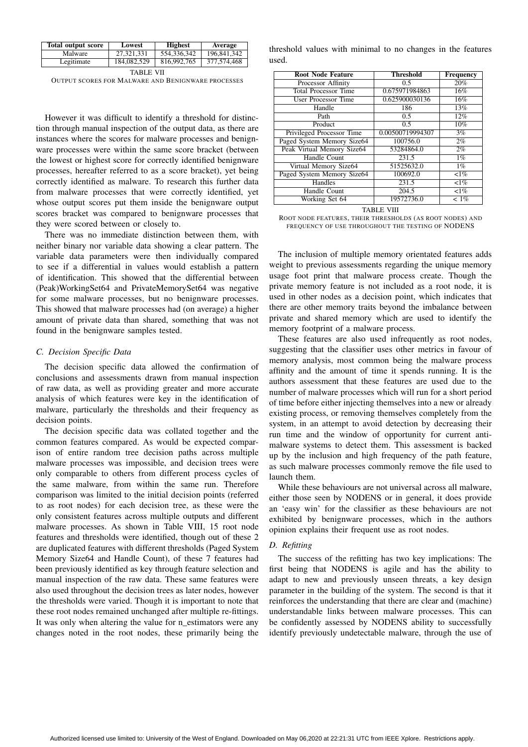| Total output score | Lowest | Highest | Average |
|---|---|---|---|
| Malware | 27,321,331 | 554,336,342 | 196,841,342 |
| Legitimate | 184,082,529 | 816,992,765 | 377,574,468 |

TABLE VII
OUTPUT SCORES FOR MALWARE AND BENIGNWARE PROCESSES

However it was difficult to identify a threshold for distinction through manual inspection of the output data, as there are instances where the scores for malware processes and benignware processes were within the same score bracket (between the lowest or highest score for correctly identified benignware processes, hereafter referred to as a score bracket), yet being correctly identified as malware. To research this further data from malware processes that were correctly identified, yet whose output scores put them inside the benignware output scores bracket was compared to benignware processes that they were scored between or closely to.

There was no immediate distinction between them, with neither binary nor variable data showing a clear pattern. The variable data parameters were then individually compared to see if a differential in values would establish a pattern of identification. This showed that the differential between (Peak)WorkingSet64 and PrivateMemorySet64 was negative for some malware processes, but no benignware processes. This showed that malware processes had (on average) a higher amount of private data than shared, something that was not found in the benignware samples tested.

### C. Decision Specific Data

The decision specific data allowed the confirmation of conclusions and assessments drawn from manual inspection of raw data, as well as providing greater and more accurate analysis of which features were key in the identification of malware, particularly the thresholds and their frequency as decision points.

The decision specific data was collated together and the common features compared. As would be expected comparison of entire random tree decision paths across multiple malware processes was impossible, and decision trees were only comparable to others from different process cycles of the same malware, from within the same run. Therefore comparison was limited to the initial decision points (referred to as root nodes) for each decision tree, as these were the only consistent features across multiple outputs and different malware processes. As shown in Table VIII, 15 root node features and thresholds were identified, though out of these 2 are duplicated features with different thresholds (Paged System Memory Size64 and Handle Count), of these 7 features had been previously identified as key through feature selection and manual inspection of the raw data. These same features were also used throughout the decision trees as later nodes, however the thresholds were varied. Though it is important to note that these root nodes remained unchanged after multiple re-fittings. It was only when altering the value for n_estimators were any changes noted in the root nodes, these primarily being the threshold values with minimal to no changes in the features used.

| Root Node Feature | Threshold | Frequency |
|---|---|---|
| Processor Affinity | 0.5 | 20% |
| Total Processor Time | 0.675971984863 | 16% |
| User Processor Time | 0.625900030136 | 16% |
| Handle | 186 | 13% |
| Path | 0.5 | 12% |
| Product | 0.5 | 10% |
| Privileged Processor Time | 0.00500719994307 | 3% |
| Paged System Memory Size64 | 100756.0 | 2% |
| Peak Virtual Memory Size64 | 53284864.0 | 2% |
| Handle Count | 231.5 | 1% |
| Virtual Memory Size64 | 51525632.0 | 1% |
| Paged System Memory Size64 | 100692.0 | <1% |
| Handles | 231.5 | <1% |
| Handle Count | 204.5 | <1% |
| Working Set 64 | 19572736.0 | < 1% |

TABLE VIII
ROOT NODE FEATURES, THEIR THRESHOLDS (AS ROOT NODES) AND FREQUENCY OF USE THROUGHOUT THE TESTING OF NODENS

The inclusion of multiple memory orientated features adds weight to previous assessments regarding the unique memory usage foot print that malware process create. Though the private memory feature is not included as a root node, it is used in other nodes as a decision point, which indicates that there are other memory traits beyond the imbalance between private and shared memory which are used to identify the memory footprint of a malware process.

These features are also used infrequently as root nodes, suggesting that the classifier uses other metrics in favour of memory analysis, most common being the malware process affinity and the amount of time it spends running. It is the authors assessment that these features are used due to the number of malware processes which will run for a short period of time before either injecting themselves into a new or already existing process, or removing themselves completely from the system, in an attempt to avoid detection by decreasing their run time and the window of opportunity for current anti-malware systems to detect them. This assessment is backed up by the inclusion and high frequency of the path feature, as such malware processes commonly remove the file used to launch them.

While these behaviours are not universal across all malware, either those seen by NODENS or in general, it does provide an 'easy win' for the classifier as these behaviours are not exhibited by benignware processes, which in the authors opinion explains their frequent use as root nodes.

### D. Refitting

The success of the refitting has two key implications: The first being that NODENS is agile and has the ability to adapt to new and previously unseen threats, a key design parameter in the building of the system. The second is that it reinforces the understanding that there are clear and (machine) understandable links between malware processes. This can be confidently assessed by NODENS ability to successfully identify previously undetectable malware, through the use of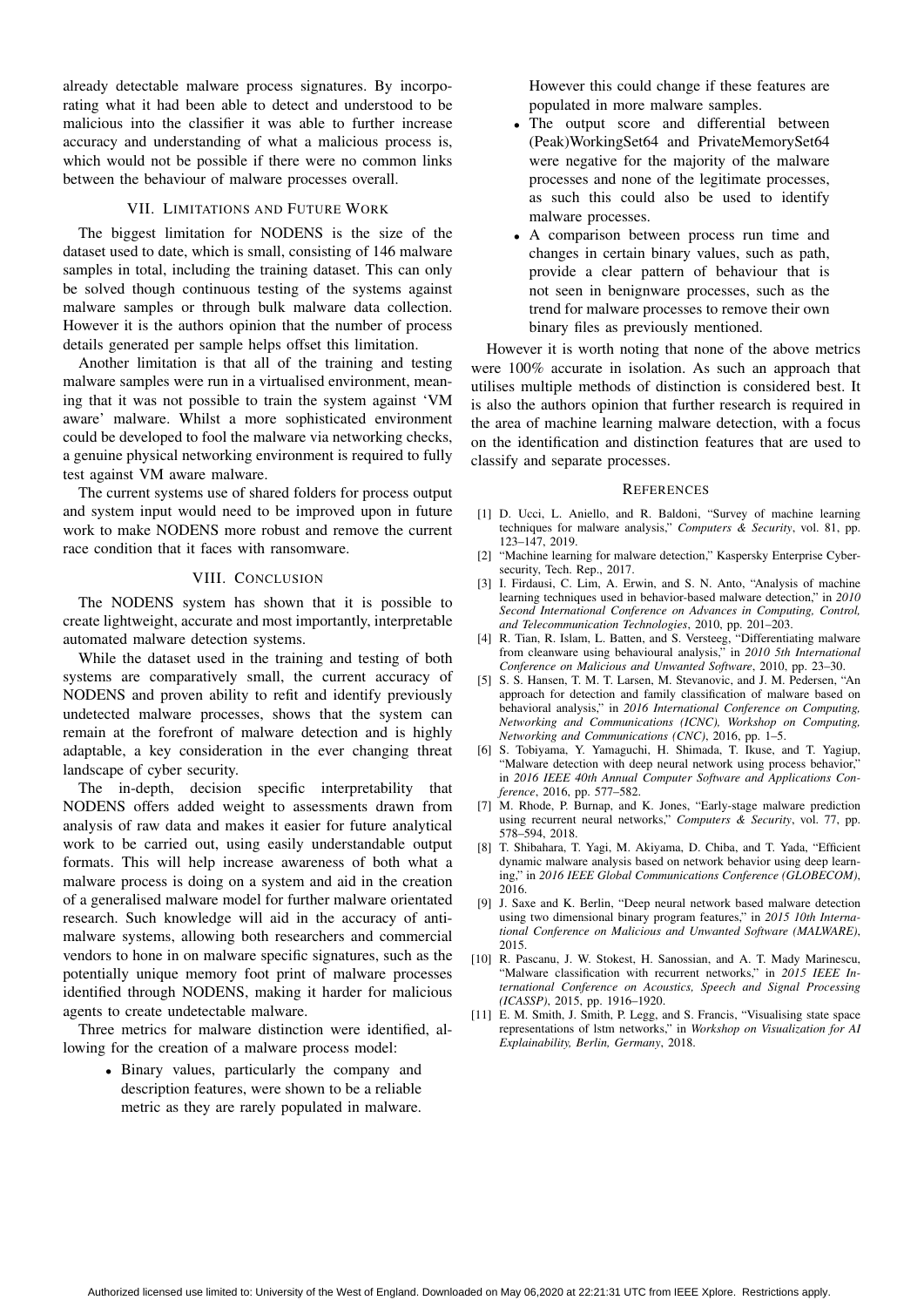already detectable malware process signatures. By incorporating what it had been able to detect and understood to be malicious into the classifier it was able to further increase accuracy and understanding of what a malicious process is, which would not be possible if there were no common links between the behaviour of malware processes overall.

## VII. Limitations and Future Work

The biggest limitation for NODENS is the size of the dataset used to date, which is small, consisting of 146 malware samples in total, including the training dataset. This can only be solved though continuous testing of the systems against malware samples or through bulk malware data collection. However it is the authors opinion that the number of process details generated per sample helps offset this limitation.

Another limitation is that all of the training and testing malware samples were run in a virtualised environment, meaning that it was not possible to train the system against 'VM aware' malware. Whilst a more sophisticated environment could be developed to fool the malware via networking checks, a genuine physical networking environment is required to fully test against VM aware malware.

The current systems use of shared folders for process output and system input would need to be improved upon in future work to make NODENS more robust and remove the current race condition that it faces with ransomware.

## VIII. Conclusion

The NODENS system has shown that it is possible to create lightweight, accurate and most importantly, interpretable automated malware detection systems.

While the dataset used in the training and testing of both systems are comparatively small, the current accuracy of NODENS and proven ability to refit and identify previously undetected malware processes, shows that the system can remain at the forefront of malware detection and is highly adaptable, a key consideration in the ever changing threat landscape of cyber security.

The in-depth, decision specific interpretability that NODENS offers added weight to assessments drawn from analysis of raw data and makes it easier for future analytical work to be carried out, using easily understandable output formats. This will help increase awareness of both what a malware process is doing on a system and aid in the creation of a generalised malware model for further malware orientated research. Such knowledge will aid in the accuracy of anti-malware systems, allowing both researchers and commercial vendors to hone in on malware specific signatures, such as the potentially unique memory foot print of malware processes identified through NODENS, making it harder for malicious agents to create undetectable malware.

Three metrics for malware distinction were identified, allowing for the creation of a malware process model:

- Binary values, particularly the company and description features, were shown to be a reliable metric as they are rarely populated in malware. However this could change if these features are populated in more malware samples.
- The output score and differential between (Peak)WorkingSet64 and PrivateMemorySet64 were negative for the majority of the malware processes and none of the legitimate processes, as such this could also be used to identify malware processes.
- A comparison between process run time and changes in certain binary values, such as path, provide a clear pattern of behaviour that is not seen in benignware processes, such as the trend for malware processes to remove their own binary files as previously mentioned.

However it is worth noting that none of the above metrics were 100% accurate in isolation. As such an approach that utilises multiple methods of distinction is considered best. It is also the authors opinion that further research is required in the area of machine learning malware detection, with a focus on the identification and distinction features that are used to classify and separate processes.

## References

[1] D. Ucci, L. Aniello, and R. Baldoni, "Survey of machine learning techniques for malware analysis," *Computers & Security*, vol. 81, pp. 123–147, 2019.

[2] "Machine learning for malware detection," Kaspersky Enterprise Cybersecurity, Tech. Rep., 2017.

[3] I. Firdausi, C. Lim, A. Erwin, and S. N. Anto, "Analysis of machine learning techniques used in behavior-based malware detection," in *2010 Second International Conference on Advances in Computing, Control, and Telecommunication Technologies*, 2010, pp. 201–203.

[4] R. Tian, R. Islam, L. Batten, and S. Versteeg, "Differentiating malware from cleanware using behavioural analysis," in *2010 5th International Conference on Malicious and Unwanted Software*, 2010, pp. 23–30.

[5] S. S. Hansen, T. M. T. Larsen, M. Stevanovic, and J. M. Pedersen, "An approach for detection and family classification of malware based on behavioral analysis," in *2016 International Conference on Computing, Networking and Communications (ICNC), Workshop on Computing, Networking and Communications (CNC)*, 2016, pp. 1–5.

[6] S. Tobiyama, Y. Yamaguchi, H. Shimada, T. Ikuse, and T. Yagiup, "Malware detection with deep neural network using process behavior," in *2016 IEEE 40th Annual Computer Software and Applications Conference*, 2016, pp. 577–582.

[7] M. Rhode, P. Burnap, and K. Jones, "Early-stage malware prediction using recurrent neural networks," *Computers & Security*, vol. 77, pp. 578–594, 2018.

[8] T. Shibahara, T. Yagi, M. Akiyama, D. Chiba, and T. Yada, "Efficient dynamic malware analysis based on network behavior using deep learning," in *2016 IEEE Global Communications Conference (GLOBECOM)*, 2016.

[9] J. Saxe and K. Berlin, "Deep neural network based malware detection using two dimensional binary program features," in *2015 10th International Conference on Malicious and Unwanted Software (MALWARE)*, 2015.

[10] R. Pascanu, J. W. Stokest, H. Sanossian, and A. T. Mady Marinescu, "Malware classification with recurrent networks," in *2015 IEEE International Conference on Acoustics, Speech and Signal Processing (ICASSP)*, 2015, pp. 1916–1920.

[11] E. M. Smith, J. Smith, P. Legg, and S. Francis, "Visualising state space representations of lstm networks," in *Workshop on Visualization for AI Explainability, Berlin, Germany*, 2018.